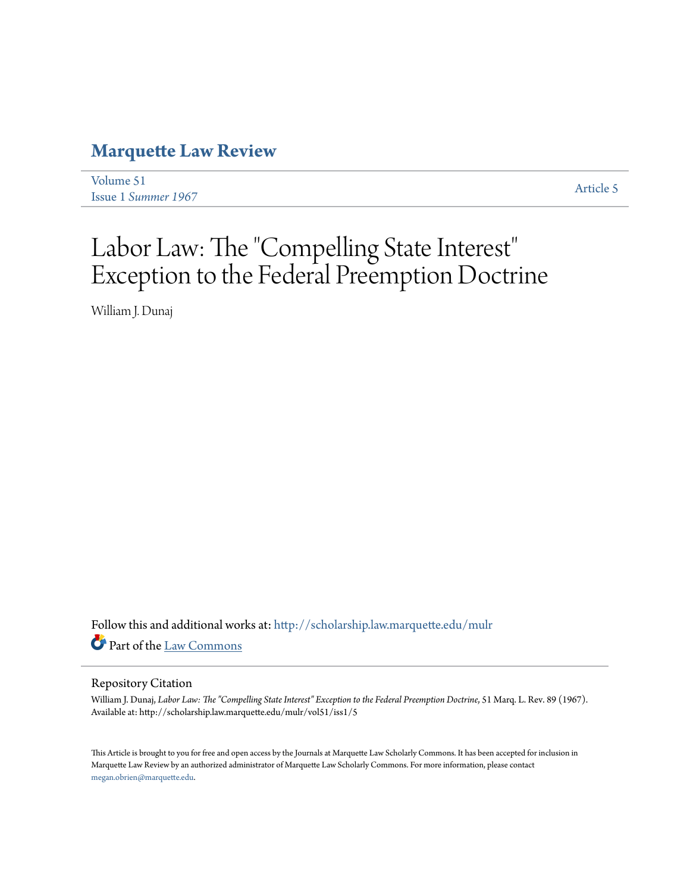# Marquette Law Review

Volume 51
Issue 1 *Summer 1967*

Article 5

# Labor Law: The "Compelling State Interest" Exception to the Federal Preemption Doctrine

William J. Dunaj

Follow this and additional works at: http://scholarship.law.marquette.edu/mulr

Part of the Law Commons

## Repository Citation

William J. Dunaj, *Labor Law: The "Compelling State Interest" Exception to the Federal Preemption Doctrine*, 51 Marq. L. Rev. 89 (1967).
Available at: http://scholarship.law.marquette.edu/mulr/vol51/iss1/5

This Article is brought to you for free and open access by the Journals at Marquette Law Scholarly Commons. It has been accepted for inclusion in Marquette Law Review by an authorized administrator of Marquette Law Scholarly Commons. For more information, please contact megan.obrien@marquette.edu.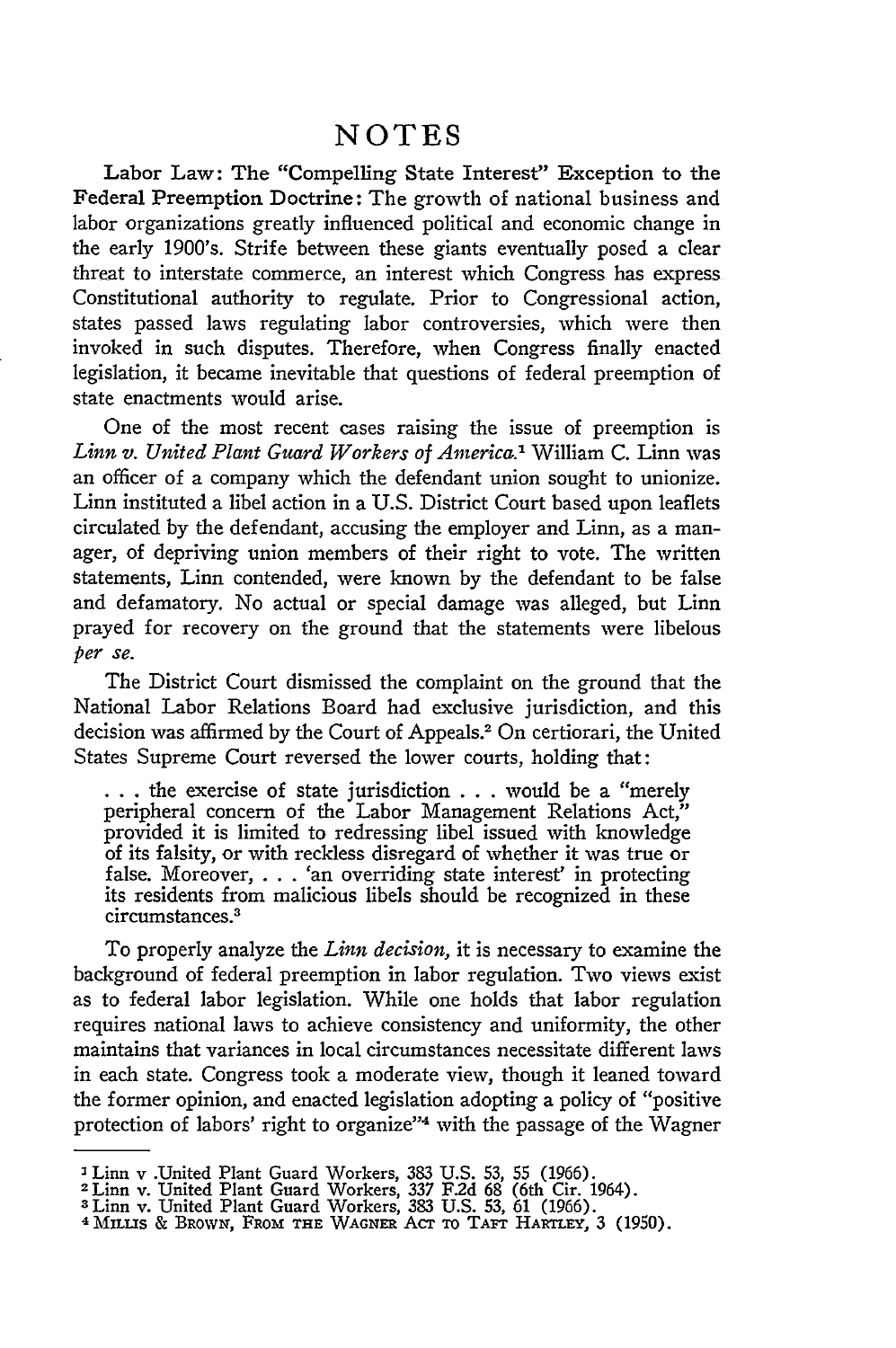# NOTES

**Labor Law: The "Compelling State Interest" Exception to the Federal Preemption Doctrine:** The growth of national business and labor organizations greatly influenced political and economic change in the early 1900's. Strife between these giants eventually posed a clear threat to interstate commerce, an interest which Congress has express Constitutional authority to regulate. Prior to Congressional action, states passed laws regulating labor controversies, which were then invoked in such disputes. Therefore, when Congress finally enacted legislation, it became inevitable that questions of federal preemption of state enactments would arise.

One of the most recent cases raising the issue of preemption is *Linn v. United Plant Guard Workers of America.*[1] William C. Linn was an officer of a company which the defendant union sought to unionize. Linn instituted a libel action in a U.S. District Court based upon leaflets circulated by the defendant, accusing the employer and Linn, as a manager, of depriving union members of their right to vote. The written statements, Linn contended, were known by the defendant to be false and defamatory. No actual or special damage was alleged, but Linn prayed for recovery on the ground that the statements were libelous *per se.*

The District Court dismissed the complaint on the ground that the National Labor Relations Board had exclusive jurisdiction, and this decision was affirmed by the Court of Appeals.[2] On certiorari, the United States Supreme Court reversed the lower courts, holding that:

> . . . the exercise of state jurisdiction . . . would be a "merely peripheral concern of the Labor Management Relations Act," provided it is limited to redressing libel issued with knowledge of its falsity, or with reckless disregard of whether it was true or false. Moreover, . . . 'an overriding state interest' in protecting its residents from malicious libels should be recognized in these circumstances.[3]

To properly analyze the *Linn decision,* it is necessary to examine the background of federal preemption in labor regulation. Two views exist as to federal labor legislation. While one holds that labor regulation requires national laws to achieve consistency and uniformity, the other maintains that variances in local circumstances necessitate different laws in each state. Congress took a moderate view, though it leaned toward the former opinion, and enacted legislation adopting a policy of "positive protection of labors' right to organize"[4] with the passage of the Wagner

---

[1] Linn v .United Plant Guard Workers, 383 U.S. 53, 55 (1966).
[2] Linn v. United Plant Guard Workers, 337 F.2d 68 (6th Cir. 1964).
[3] Linn v. United Plant Guard Workers, 383 U.S. 53, 61 (1966).
[4] MILLIS & BROWN, FROM THE WAGNER ACT TO TAFT HARTLEY, 3 (1950).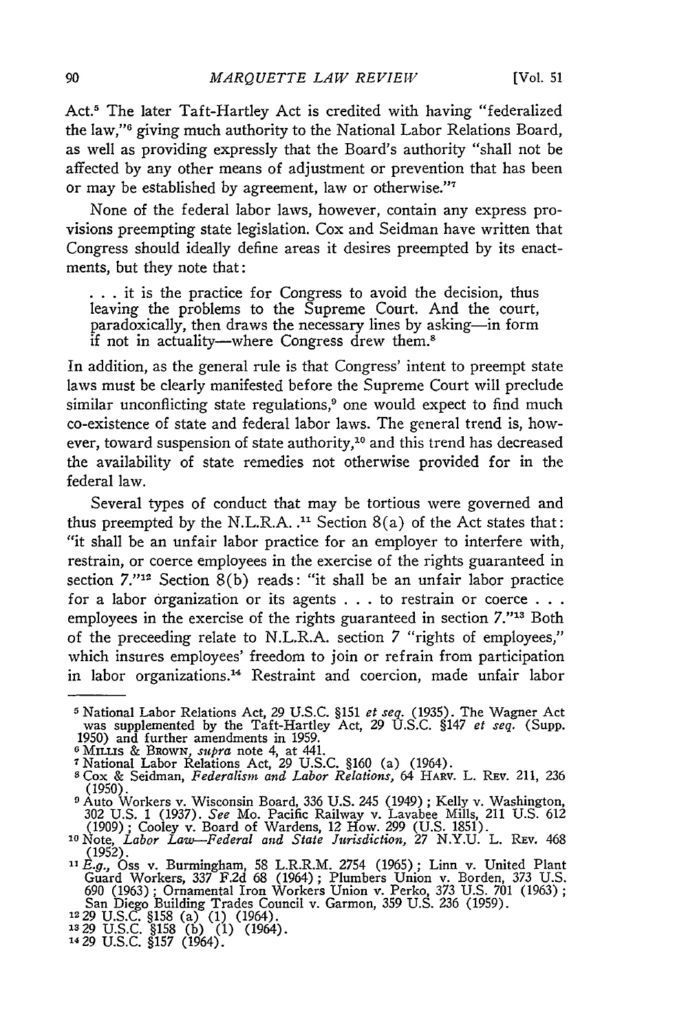Act.[5] The later Taft-Hartley Act is credited with having "federalized the law,"[6] giving much authority to the National Labor Relations Board, as well as providing expressly that the Board's authority "shall not be affected by any other means of adjustment or prevention that has been or may be established by agreement, law or otherwise."[7]

None of the federal labor laws, however, contain any express provisions preempting state legislation. Cox and Seidman have written that Congress should ideally define areas it desires preempted by its enactments, but they note that:

> . . . it is the practice for Congress to avoid the decision, thus leaving the problems to the Supreme Court. And the court, paradoxically, then draws the necessary lines by asking—in form if not in actuality—where Congress drew them.[8]

In addition, as the general rule is that Congress' intent to preempt state laws must be clearly manifested before the Supreme Court will preclude similar unconflicting state regulations,[9] one would expect to find much co-existence of state and federal labor laws. The general trend is, however, toward suspension of state authority,[10] and this trend has decreased the availability of state remedies not otherwise provided for in the federal law.

Several types of conduct that may be tortious were governed and thus preempted by the N.L.R.A. .[11] Section 8(a) of the Act states that: "it shall be an unfair labor practice for an employer to interfere with, restrain, or coerce employees in the exercise of the rights guaranteed in section 7."[12] Section 8(b) reads: "it shall be an unfair labor practice for a labor organization or its agents . . . to restrain or coerce . . . employees in the exercise of the rights guaranteed in section 7."[13] Both of the preceeding relate to N.L.R.A. section 7 "rights of employees," which insures employees' freedom to join or refrain from participation in labor organizations.[14] Restraint and coercion, made unfair labor

---

[5] National Labor Relations Act, 29 U.S.C. §151 *et seq.* (1935). The Wagner Act was supplemented by the Taft-Hartley Act, 29 U.S.C. §147 *et seq.* (Supp. 1950) and further amendments in 1959.

[6] MILLIS & BROWN, *supra* note 4, at 441.

[7] National Labor Relations Act, 29 U.S.C. §160 (a) (1964).

[8] Cox & Seidman, *Federalism and Labor Relations*, 64 HARV. L. REV. 211, 236 (1950).

[9] Auto Workers v. Wisconsin Board, 336 U.S. 245 (1949); Kelly v. Washington, 302 U.S. 1 (1937). *See* Mo. Pacific Railway v. Lavabee Mills, 211 U.S. 612 (1909); Cooley v. Board of Wardens, 12 How. 299 (U.S. 1851).

[10] Note, *Labor Law—Federal and State Jurisdiction*, 27 N.Y.U. L. REV. 468 (1952).

[11] *E.g.*, Oss v. Burmingham, 58 L.R.R.M. 2754 (1965); Linn v. United Plant Guard Workers, 337 F.2d 68 (1964); Plumbers Union v. Borden, 373 U.S. 690 (1963); Ornamental Iron Workers Union v. Perko, 373 U.S. 701 (1963); San Diego Building Trades Council v. Garmon, 359 U.S. 236 (1959).

[12] 29 U.S.C. §158 (a) (1) (1964).

[13] 29 U.S.C. §158 (b) (1) (1964).

[14] 29 U.S.C. §157 (1964).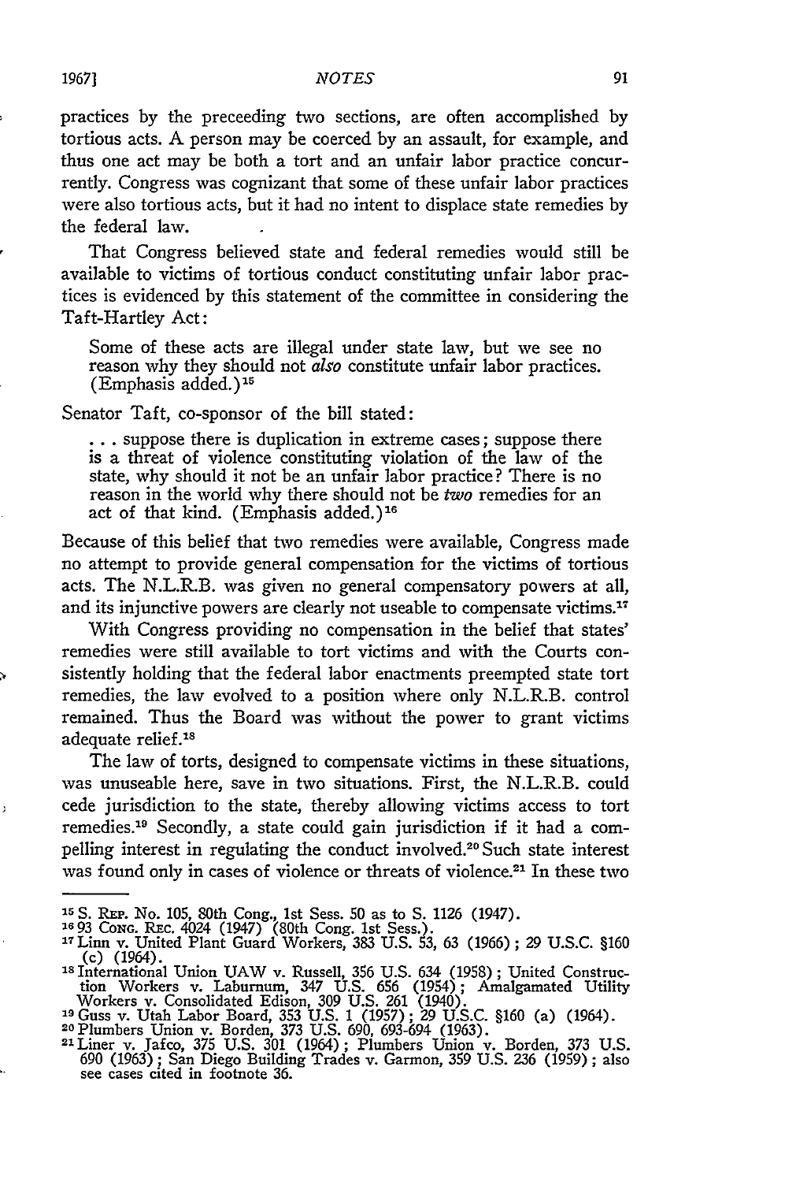practices by the preceeding two sections, are often accomplished by tortious acts. A person may be coerced by an assault, for example, and thus one act may be both a tort and an unfair labor practice concurrently. Congress was cognizant that some of these unfair labor practices were also tortious acts, but it had no intent to displace state remedies by the federal law.

That Congress believed state and federal remedies would still be available to victims of tortious conduct constituting unfair labor practices is evidenced by this statement of the committee in considering the Taft-Hartley Act:

> Some of these acts are illegal under state law, but we see no reason why they should not *also* constitute unfair labor practices. (Emphasis added.)[15]

Senator Taft, co-sponsor of the bill stated:

> . . . suppose there is duplication in extreme cases; suppose there is a threat of violence constituting violation of the law of the state, why should it not be an unfair labor practice? There is no reason in the world why there should not be *two* remedies for an act of that kind. (Emphasis added.)[16]

Because of this belief that two remedies were available, Congress made no attempt to provide general compensation for the victims of tortious acts. The N.L.R.B. was given no general compensatory powers at all, and its injunctive powers are clearly not useable to compensate victims.[17]

With Congress providing no compensation in the belief that states' remedies were still available to tort victims and with the Courts consistently holding that the federal labor enactments preempted state tort remedies, the law evolved to a position where only N.L.R.B. control remained. Thus the Board was without the power to grant victims adequate relief.[18]

The law of torts, designed to compensate victims in these situations, was unuseable here, save in two situations. First, the N.L.R.B. could cede jurisdiction to the state, thereby allowing victims access to tort remedies.[19] Secondly, a state could gain jurisdiction if it had a compelling interest in regulating the conduct involved.[20] Such state interest was found only in cases of violence or threats of violence.[21] In these two

---

[15] S. REP. No. 105, 80th Cong., 1st Sess. 50 as to S. 1126 (1947).

[16] 93 CONG. REC. 4024 (1947) (80th Cong. 1st Sess.).

[17] Linn v. United Plant Guard Workers, 383 U.S. 53, 63 (1966); 29 U.S.C. §160 (c) (1964).

[18] International Union UAW v. Russell, 356 U.S. 634 (1958); United Construction Workers v. Laburnum, 347 U.S. 656 (1954); Amalgamated Utility Workers v. Consolidated Edison, 309 U.S. 261 (1940).

[19] Guss v. Utah Labor Board, 353 U.S. 1 (1957); 29 U.S.C. §160 (a) (1964).

[20] Plumbers Union v. Borden, 373 U.S. 690, 693-694 (1963).

[21] Liner v. Jafco, 375 U.S. 301 (1964); Plumbers Union v. Borden, 373 U.S. 690 (1963); San Diego Building Trades v. Garmon, 359 U.S. 236 (1959); also see cases cited in footnote 36.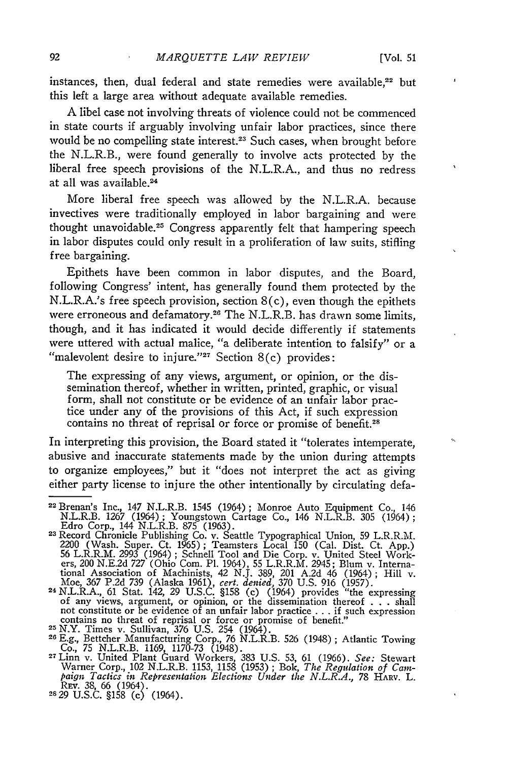instances, then, dual federal and state remedies were available,[22] but this left a large area without adequate available remedies.

A libel case not involving threats of violence could not be commenced in state courts if arguably involving unfair labor practices, since there would be no compelling state interest.[23] Such cases, when brought before the N.L.R.B., were found generally to involve acts protected by the liberal free speech provisions of the N.L.R.A., and thus no redress at all was available.[24]

More liberal free speech was allowed by the N.L.R.A. because invectives were traditionally employed in labor bargaining and were thought unavoidable.[25] Congress apparently felt that hampering speech in labor disputes could only result in a proliferation of law suits, stifling free bargaining.

Epithets have been common in labor disputes, and the Board, following Congress' intent, has generally found them protected by the N.L.R.A.'s free speech provision, section 8(c), even though the epithets were erroneous and defamatory.[26] The N.L.R.B. has drawn some limits, though, and it has indicated it would decide differently if statements were uttered with actual malice, "a deliberate intention to falsify" or a "malevolent desire to injure."[27] Section 8(c) provides:

> The expressing of any views, argument, or opinion, or the dissemination thereof, whether in written, printed, graphic, or visual form, shall not constitute or be evidence of an unfair labor practice under any of the provisions of this Act, if such expression contains no threat of reprisal or force or promise of benefit.[28]

In interpreting this provision, the Board stated it "tolerates intemperate, abusive and inaccurate statements made by the union during attempts to organize employees," but it "does not interpret the act as giving either party license to injure the other intentionally by circulating defa-

---

[22] Brenan's Inc., 147 N.L.R.B. 1545 (1964); Monroe Auto Equipment Co., 146 N.L.R.B. 1267 (1964); Youngstown Cartage Co., 146 N.L.R.B. 305 (1964); Edro Corp., 144 N.L.R.B. 875 (1963).

[23] Record Chronicle Publishing Co. v. Seattle Typographical Union, 59 L.R.R.M. 2200 (Wash. Super. Ct. 1965); Teamsters Local 150 (Cal. Dist. Ct. App.) 56 L.R.R.M. 2993 (1964); Schnell Tool and Die Corp. v. United Steel Workers, 200 N.E.2d 727 (Ohio Com. Pl. 1964), 55 L.R.R.M. 2945; Blum v. International Association of Machinists, 42 N.J. 389, 201 A.2d 46 (1964); Hill v. Moe, 367 P.2d 739 (Alaska 1961), *cert. denied*, 370 U.S. 916 (1957).

[24] N.L.R.A., 61 Stat. 142, 29 U.S.C. §158 (c) (1964) provides "the expressing of any views, argument, or opinion, or the dissemination thereof . . . shall not constitute or be evidence of an unfair labor practice . . . if such expression contains no threat of reprisal or force or promise of benefit."

[25] N.Y. Times v. Sullivan, 376 U.S. 254 (1964).

[26] E.g., Bettcher Manufacturing Corp., 76 N.L.R.B. 526 (1948); Atlantic Towing Co., 75 N.L.R.B. 1169, 1170-73 (1948).

[27] Linn v. United Plant Guard Workers, 383 U.S. 53, 61 (1966). *See:* Stewart Warner Corp., 102 N.L.R.B. 1153, 1158 (1953); Bok, *The Regulation of Campaign Tactics in Representation Elections Under the N.L.R.A.*, 78 HARV. L. REV. 38, 66 (1964).

[28] 29 U.S.C. §158 (c) (1964).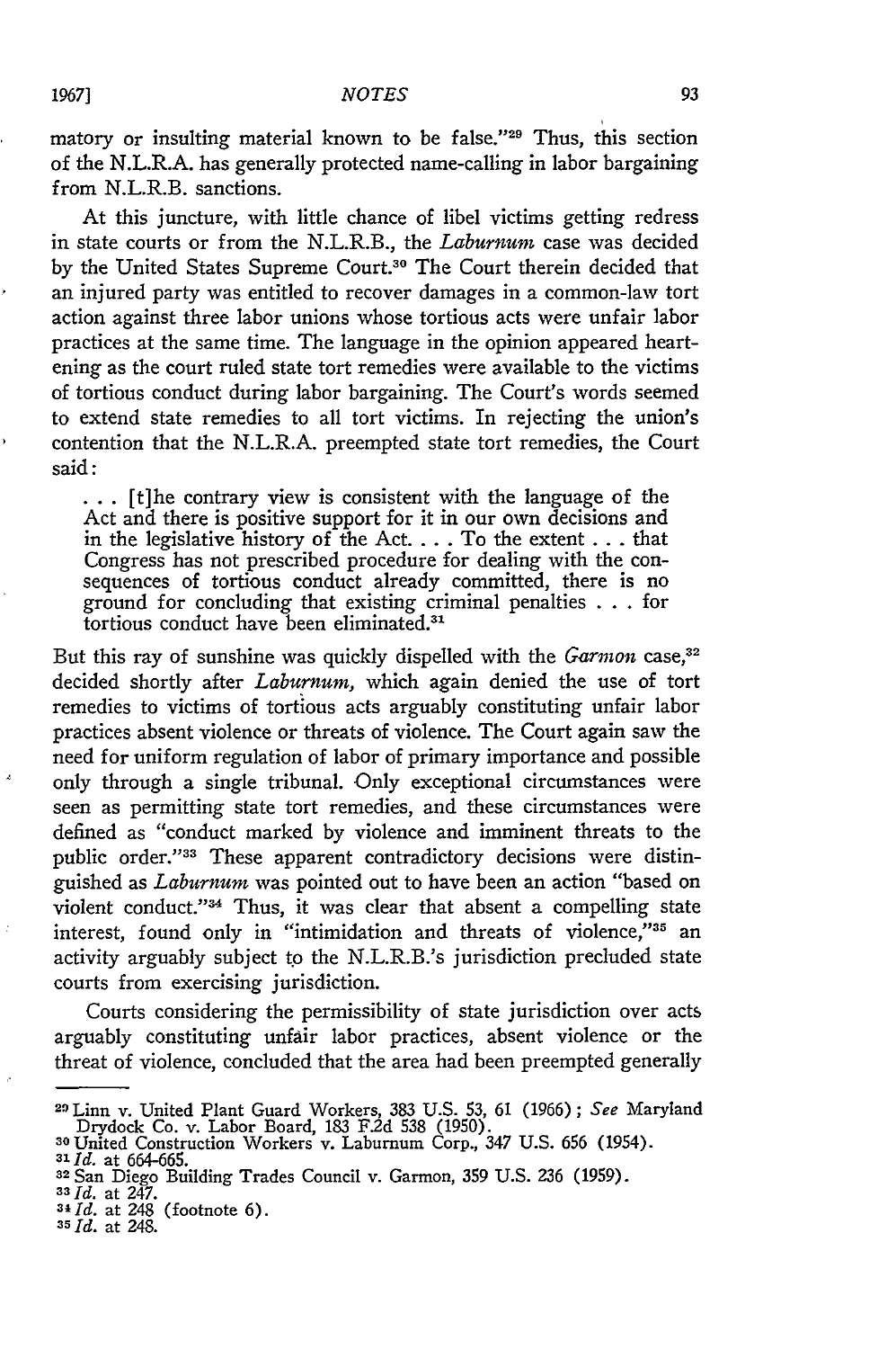matory or insulting material known to be false."[29] Thus, this section of the N.L.R.A. has generally protected name-calling in labor bargaining from N.L.R.B. sanctions.

At this juncture, with little chance of libel victims getting redress in state courts or from the N.L.R.B., the *Laburnum* case was decided by the United States Supreme Court.[30] The Court therein decided that an injured party was entitled to recover damages in a common-law tort action against three labor unions whose tortious acts were unfair labor practices at the same time. The language in the opinion appeared heartening as the court ruled state tort remedies were available to the victims of tortious conduct during labor bargaining. The Court's words seemed to extend state remedies to all tort victims. In rejecting the union's contention that the N.L.R.A. preempted state tort remedies, the Court said:

> . . . [t]he contrary view is consistent with the language of the Act and there is positive support for it in our own decisions and in the legislative history of the Act. . . . To the extent . . . that Congress has not prescribed procedure for dealing with the consequences of tortious conduct already committed, there is no ground for concluding that existing criminal penalties . . . for tortious conduct have been eliminated.[31]

But this ray of sunshine was quickly dispelled with the *Garmon* case,[32] decided shortly after *Laburnum,* which again denied the use of tort remedies to victims of tortious acts arguably constituting unfair labor practices absent violence or threats of violence. The Court again saw the need for uniform regulation of labor of primary importance and possible only through a single tribunal. Only exceptional circumstances were seen as permitting state tort remedies, and these circumstances were defined as "conduct marked by violence and imminent threats to the public order."[33] These apparent contradictory decisions were distinguished as *Laburnum* was pointed out to have been an action "based on violent conduct."[34] Thus, it was clear that absent a compelling state interest, found only in "intimidation and threats of violence,"[35] an activity arguably subject to the N.L.R.B.'s jurisdiction precluded state courts from exercising jurisdiction.

Courts considering the permissibility of state jurisdiction over acts arguably constituting unfair labor practices, absent violence or the threat of violence, concluded that the area had been preempted generally

---

[29] Linn v. United Plant Guard Workers, 383 U.S. 53, 61 (1966); *See* Maryland Drydock Co. v. Labor Board, 183 F.2d 538 (1950).
[30] United Construction Workers v. Laburnum Corp., 347 U.S. 656 (1954).
[31] *Id.* at 664-665.
[32] San Diego Building Trades Council v. Garmon, 359 U.S. 236 (1959).
[33] *Id.* at 247.
[34] *Id.* at 248 (footnote 6).
[35] *Id.* at 248.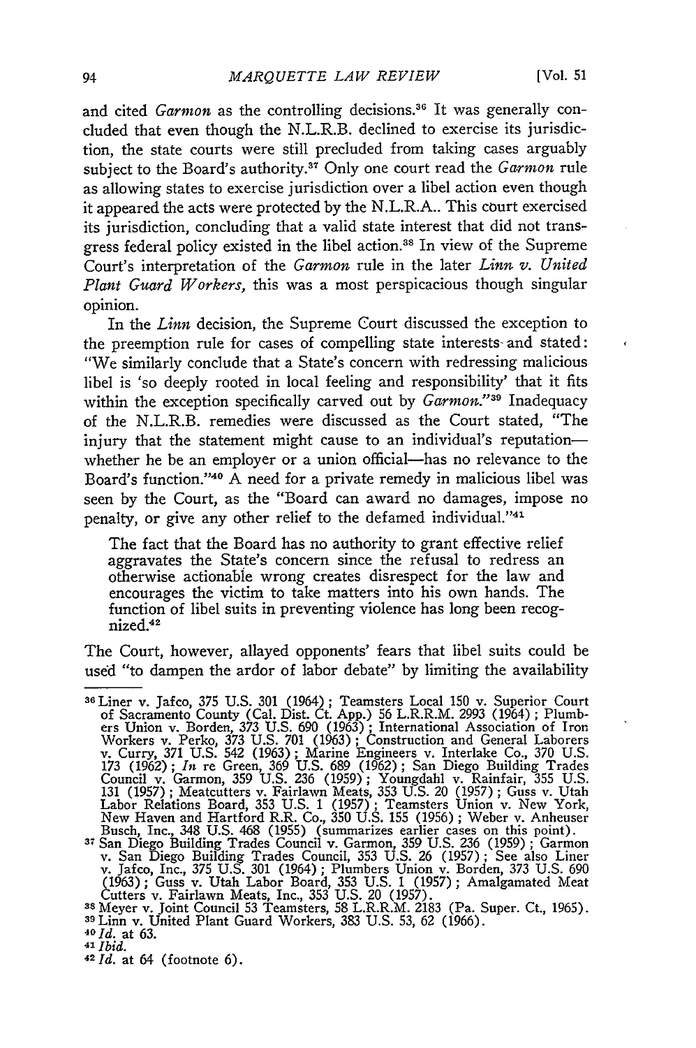and cited *Garmon* as the controlling decisions.[36] It was generally concluded that even though the N.L.R.B. declined to exercise its jurisdiction, the state courts were still precluded from taking cases arguably subject to the Board's authority.[37] Only one court read the *Garmon* rule as allowing states to exercise jurisdiction over a libel action even though it appeared the acts were protected by the N.L.R.A.. This court exercised its jurisdiction, concluding that a valid state interest that did not transgress federal policy existed in the libel action.[38] In view of the Supreme Court's interpretation of the *Garmon* rule in the later *Linn v. United Plant Guard Workers,* this was a most perspicacious though singular opinion.

In the *Linn* decision, the Supreme Court discussed the exception to the preemption rule for cases of compelling state interests and stated: "We similarly conclude that a State's concern with redressing malicious libel is 'so deeply rooted in local feeling and responsibility' that it fits within the exception specifically carved out by *Garmon*."[39] Inadequacy of the N.L.R.B. remedies were discussed as the Court stated, "The injury that the statement might cause to an individual's reputation—whether he be an employer or a union official—has no relevance to the Board's function."[40] A need for a private remedy in malicious libel was seen by the Court, as the "Board can award no damages, impose no penalty, or give any other relief to the defamed individual."[41]

> The fact that the Board has no authority to grant effective relief aggravates the State's concern since the refusal to redress an otherwise actionable wrong creates disrespect for the law and encourages the victim to take matters into his own hands. The function of libel suits in preventing violence has long been recognized.[42]

The Court, however, allayed opponents' fears that libel suits could be used "to dampen the ardor of labor debate" by limiting the availability

---

[36] Liner v. Jafco, 375 U.S. 301 (1964); Teamsters Local 150 v. Superior Court of Sacramento County (Cal. Dist. Ct. App.) 56 L.R.R.M. 2993 (1964); Plumbers Union v. Borden, 373 U.S. 690 (1963); International Association of Iron Workers v. Perko, 373 U.S. 701 (1963); Construction and General Laborers v. Curry, 371 U.S. 542 (1963); Marine Engineers v. Interlake Co., 370 U.S. 173 (1962); *In* re Green, 369 U.S. 689 (1962); San Diego Building Trades Council v. Garmon, 359 U.S. 236 (1959); Youngdahl v. Rainfair, 355 U.S. 131 (1957); Meatcutters v. Fairlawn Meats, 353 U.S. 20 (1957); Guss v. Utah Labor Relations Board, 353 U.S. 1 (1957); Teamsters Union v. New York, New Haven and Hartford R.R. Co., 350 U.S. 155 (1956); Weber v. Anheuser Busch, Inc., 348 U.S. 468 (1955) (summarizes earlier cases on this point).

[37] San Diego Building Trades Council v. Garmon, 359 U.S. 236 (1959); Garmon v. San Diego Building Trades Council, 353 U.S. 26 (1957); See also Liner v. Jafco, Inc., 375 U.S. 301 (1964); Plumbers Union v. Borden, 373 U.S. 690 (1963); Guss v. Utah Labor Board, 353 U.S. 1 (1957); Amalgamated Meat Cutters v. Fairlawn Meats, Inc., 353 U.S. 20 (1957).

[38] Meyer v. Joint Council 53 Teamsters, 58 L.R.R.M. 2183 (Pa. Super. Ct., 1965).

[39] Linn v. United Plant Guard Workers, 383 U.S. 53, 62 (1966).

[40] *Id.* at 63.

[41] *Ibid.*

[42] *Id.* at 64 (footnote 6).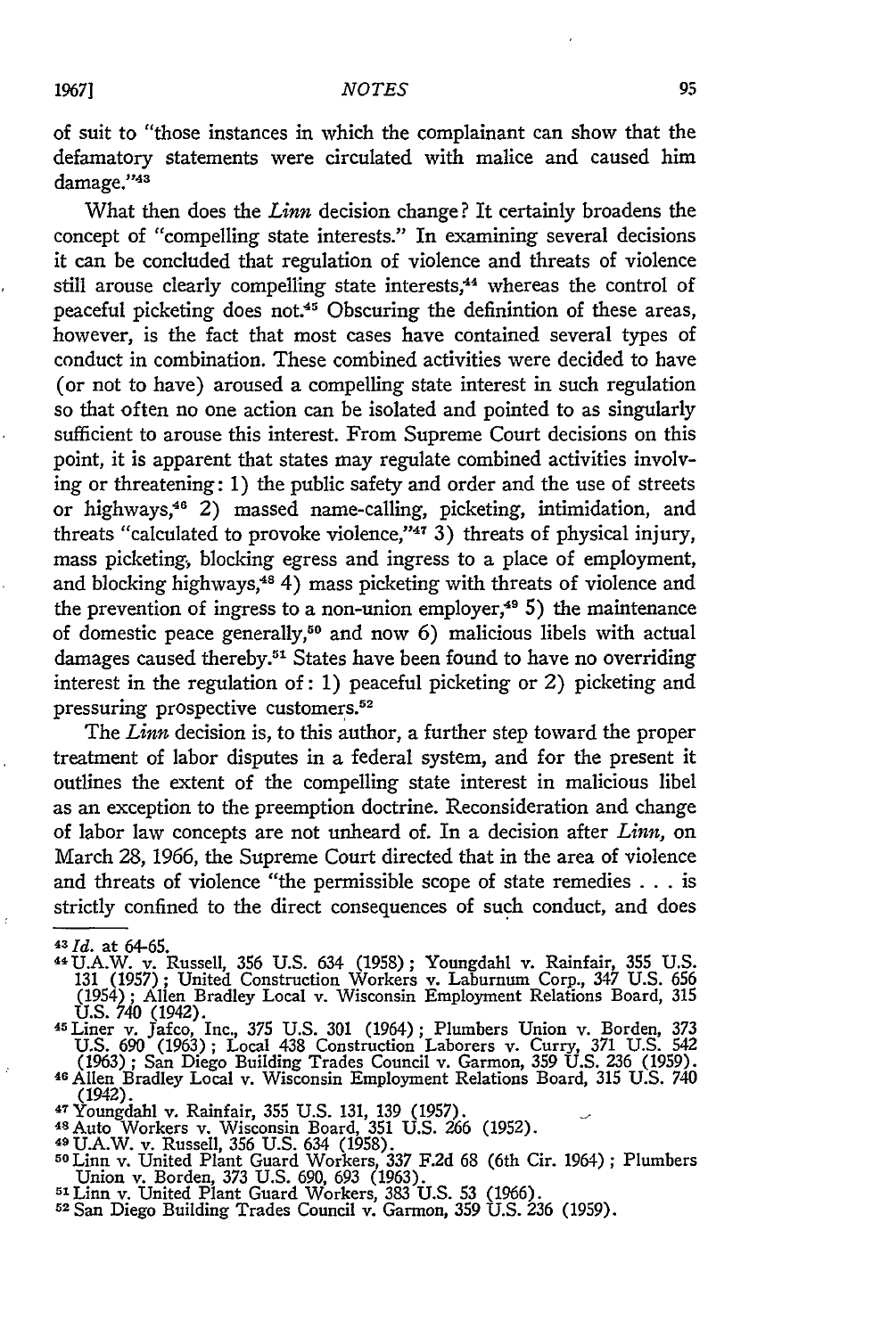of suit to "those instances in which the complainant can show that the defamatory statements were circulated with malice and caused him damage."[43]

What then does the *Linn* decision change? It certainly broadens the concept of "compelling state interests." In examining several decisions it can be concluded that regulation of violence and threats of violence still arouse clearly compelling state interests,[44] whereas the control of peaceful picketing does not.[45] Obscuring the definintion of these areas, however, is the fact that most cases have contained several types of conduct in combination. These combined activities were decided to have (or not to have) aroused a compelling state interest in such regulation so that often no one action can be isolated and pointed to as singularly sufficient to arouse this interest. From Supreme Court decisions on this point, it is apparent that states may regulate combined activities involving or threatening: 1) the public safety and order and the use of streets or highways,[46] 2) massed name-calling, picketing, intimidation, and threats "calculated to provoke violence,"[47] 3) threats of physical injury, mass picketing, blocking egress and ingress to a place of employment, and blocking highways,[48] 4) mass picketing with threats of violence and the prevention of ingress to a non-union employer,[49] 5) the maintenance of domestic peace generally,[50] and now 6) malicious libels with actual damages caused thereby.[51] States have been found to have no overriding interest in the regulation of: 1) peaceful picketing or 2) picketing and pressuring prospective customers.[52]

The *Linn* decision is, to this author, a further step toward the proper treatment of labor disputes in a federal system, and for the present it outlines the extent of the compelling state interest in malicious libel as an exception to the preemption doctrine. Reconsideration and change of labor law concepts are not unheard of. In a decision after *Linn*, on March 28, 1966, the Supreme Court directed that in the area of violence and threats of violence "the permissible scope of state remedies . . . is strictly confined to the direct consequences of such conduct, and does

---

[43] *Id.* at 64-65.

[44] U.A.W. v. Russell, 356 U.S. 634 (1958); Youngdahl v. Rainfair, 355 U.S. 131 (1957); United Construction Workers v. Laburnum Corp., 347 U.S. 656 (1954); Allen Bradley Local v. Wisconsin Employment Relations Board, 315 U.S. 740 (1942).

[45] Liner v. Jafco, Inc., 375 U.S. 301 (1964); Plumbers Union v. Borden, 373 U.S. 690 (1963); Local 438 Construction Laborers v. Curry, 371 U.S. 542 (1963); San Diego Building Trades Council v. Garmon, 359 U.S. 236 (1959).

[46] Allen Bradley Local v. Wisconsin Employment Relations Board, 315 U.S. 740 (1942).

[47] Youngdahl v. Rainfair, 355 U.S. 131, 139 (1957).

[48] Auto Workers v. Wisconsin Board, 351 U.S. 266 (1952).

[49] U.A.W. v. Russell, 356 U.S. 634 (1958).

[50] Linn v. United Plant Guard Workers, 337 F.2d 68 (6th Cir. 1964); Plumbers Union v. Borden, 373 U.S. 690, 693 (1963).

[51] Linn v. United Plant Guard Workers, 383 U.S. 53 (1966).

[52] San Diego Building Trades Council v. Garmon, 359 U.S. 236 (1959).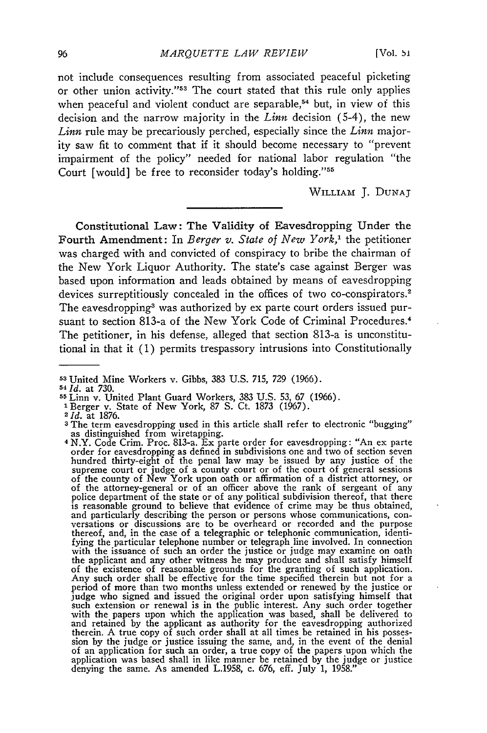not include consequences resulting from associated peaceful picketing or other union activity."[53] The court stated that this rule only applies when peaceful and violent conduct are separable,[54] but, in view of this decision and the narrow majority in the *Linn* decision (5-4), the new *Linn* rule may be precariously perched, especially since the *Linn* majority saw fit to comment that if it should become necessary to "prevent impairment of the policy" needed for national labor regulation "the Court [would] be free to reconsider today's holding."[55]

WILLIAM J. DUNAJ

---

**Constitutional Law: The Validity of Eavesdropping Under the Fourth Amendment:** In *Berger v. State of New York*,[1] the petitioner was charged with and convicted of conspiracy to bribe the chairman of the New York Liquor Authority. The state's case against Berger was based upon information and leads obtained by means of eavesdropping devices surreptitiously concealed in the offices of two co-conspirators.[2] The eavesdropping[3] was authorized by ex parte court orders issued pursuant to section 813-a of the New York Code of Criminal Procedures.[4] The petitioner, in his defense, alleged that section 813-a is unconstitutional in that it (1) permits trespassory intrusions into Constitutionally

---

[53] United Mine Workers v. Gibbs, 383 U.S. 715, 729 (1966).
[54] *Id.* at 730.
[55] Linn v. United Plant Guard Workers, 383 U.S. 53, 67 (1966).
[1] Berger v. State of New York, 87 S. Ct. 1873 (1967).
[2] *Id.* at 1876.
[3] The term eavesdropping used in this article shall refer to electronic "bugging" as distinguished from wiretapping.
[4] N.Y. Code Crim. Proc. 813-a. Ex parte order for eavesdropping: "An ex parte order for eavesdropping as defined in subdivisions one and two of section seven hundred thirty-eight of the penal law may be issued by any justice of the supreme court or judge of a county court or of the court of general sessions of the county of New York upon oath or affirmation of a district attorney, or of the attorney-general or of an officer above the rank of sergeant of any police department of the state or of any political subdivision thereof, that there is reasonable ground to believe that evidence of crime may be thus obtained, and particularly describing the person or persons whose communications, conversations or discussions are to be overheard or recorded and the purpose thereof, and, in the case of a telegraphic or telephonic communication, identifying the particular telephone number or telegraph line involved. In connection with the issuance of such an order the justice or judge may examine on oath the applicant and any other witness he may produce and shall satisfy himself of the existence of reasonable grounds for the granting of such application. Any such order shall be effective for the time specified therein but not for a period of more than two months unless extended or renewed by the justice or judge who signed and issued the original order upon satisfying himself that such extension or renewal is in the public interest. Any such order together with the papers upon which the application was based, shall be delivered to and retained by the applicant as authority for the eavesdropping authorized therein. A true copy of such order shall at all times be retained in his possession by the judge or justice issuing the same, and, in the event of the denial of an application for such an order, a true copy of the papers upon which the application was based shall in like manner be retained by the judge or justice denying the same. As amended L.1958, c. 676, eff. July 1, 1958."